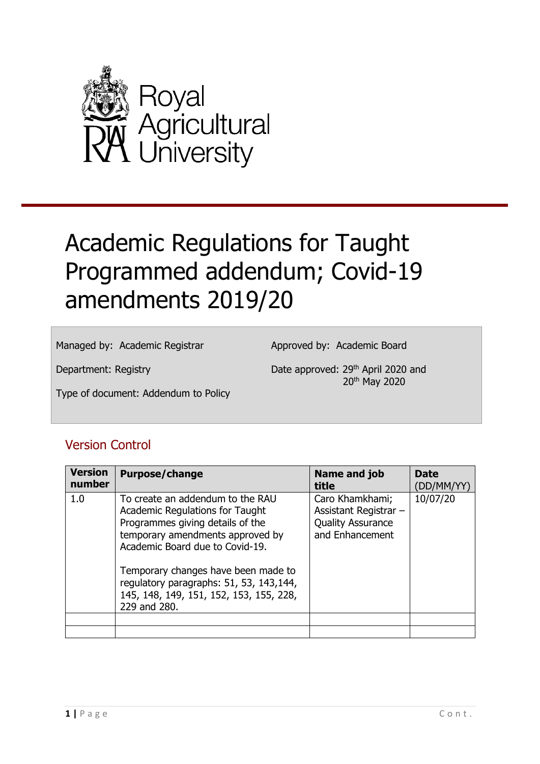# Academic Regulations for Taught Programmed addendum; Covid-19 amendments 2019/20

Managed by: Academic Registrar

Approved by: Academic Board

Department: Registry

Date approved: 29th April 2020 and 20th May 2020

Type of document: Addendum to Policy

## Version Control

| Version number | Purpose/change | Name and job title | Date (DD/MM/YY) |
|---|---|---|---|
| 1.0 | To create an addendum to the RAU Academic Regulations for Taught Programmes giving details of the temporary amendments approved by Academic Board due to Covid-19.<br><br>Temporary changes have been made to regulatory paragraphs: 51, 53, 143,144, 145, 148, 149, 151, 152, 153, 155, 228, 229 and 280. | Caro Khamkhami; Assistant Registrar – Quality Assurance and Enhancement | 10/07/20 |
| | | | |
| | | | |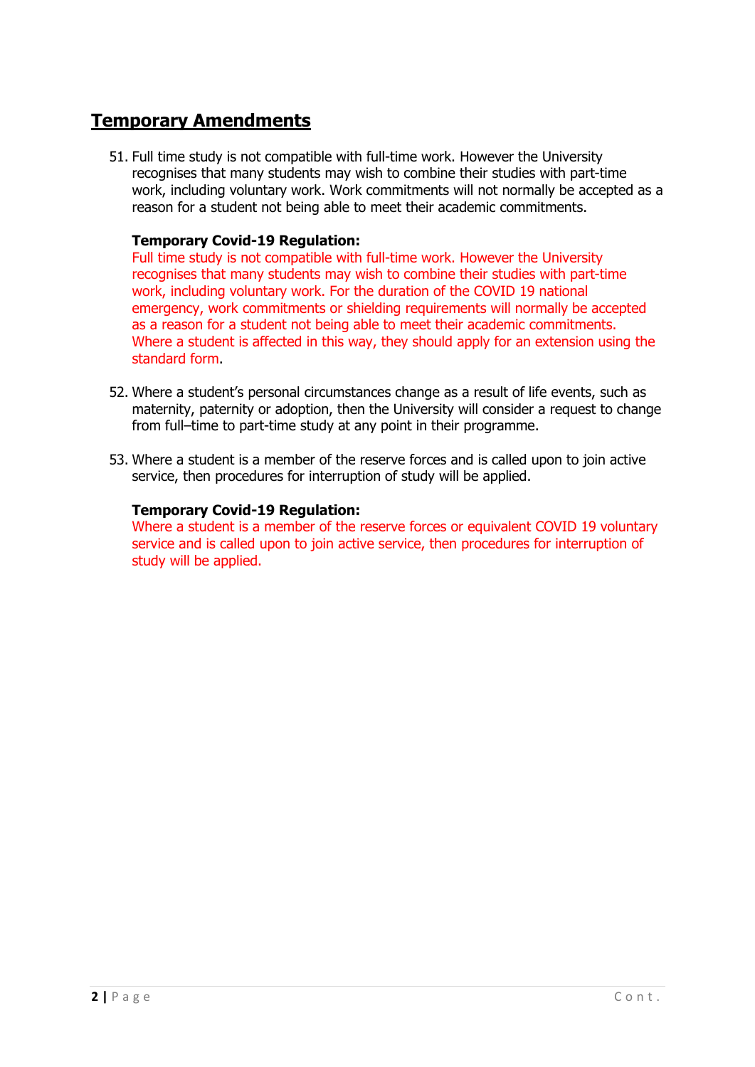## Temporary Amendments

51. Full time study is not compatible with full-time work. However the University recognises that many students may wish to combine their studies with part-time work, including voluntary work. Work commitments will not normally be accepted as a reason for a student not being able to meet their academic commitments.

    **Temporary Covid-19 Regulation:**
    Full time study is not compatible with full-time work. However the University recognises that many students may wish to combine their studies with part-time work, including voluntary work. For the duration of the COVID 19 national emergency, work commitments or shielding requirements will normally be accepted as a reason for a student not being able to meet their academic commitments. Where a student is affected in this way, they should apply for an extension using the standard form.

52. Where a student's personal circumstances change as a result of life events, such as maternity, paternity or adoption, then the University will consider a request to change from full–time to part-time study at any point in their programme.

53. Where a student is a member of the reserve forces and is called upon to join active service, then procedures for interruption of study will be applied.

    **Temporary Covid-19 Regulation:**
    Where a student is a member of the reserve forces or equivalent COVID 19 voluntary service and is called upon to join active service, then procedures for interruption of study will be applied.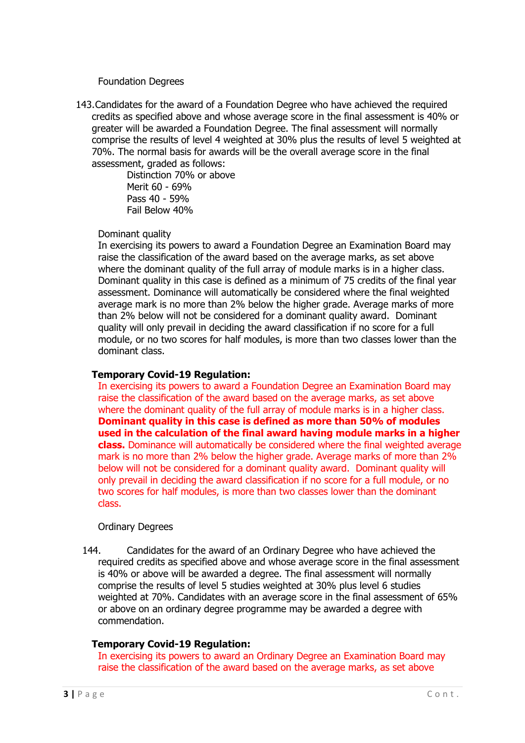Foundation Degrees

143. Candidates for the award of a Foundation Degree who have achieved the required credits as specified above and whose average score in the final assessment is 40% or greater will be awarded a Foundation Degree. The final assessment will normally comprise the results of level 4 weighted at 30% plus the results of level 5 weighted at 70%. The normal basis for awards will be the overall average score in the final assessment, graded as follows:

Distinction 70% or above
Merit 60 - 69%
Pass 40 - 59%
Fail Below 40%

Dominant quality

In exercising its powers to award a Foundation Degree an Examination Board may raise the classification of the award based on the average marks, as set above where the dominant quality of the full array of module marks is in a higher class. Dominant quality in this case is defined as a minimum of 75 credits of the final year assessment. Dominance will automatically be considered where the final weighted average mark is no more than 2% below the higher grade. Average marks of more than 2% below will not be considered for a dominant quality award. Dominant quality will only prevail in deciding the award classification if no score for a full module, or no two scores for half modules, is more than two classes lower than the dominant class.

**Temporary Covid-19 Regulation:**

In exercising its powers to award a Foundation Degree an Examination Board may raise the classification of the award based on the average marks, as set above where the dominant quality of the full array of module marks is in a higher class. **Dominant quality in this case is defined as more than 50% of modules used in the calculation of the final award having module marks in a higher class.** Dominance will automatically be considered where the final weighted average mark is no more than 2% below the higher grade. Average marks of more than 2% below will not be considered for a dominant quality award. Dominant quality will only prevail in deciding the award classification if no score for a full module, or no two scores for half modules, is more than two classes lower than the dominant class.

Ordinary Degrees

144. Candidates for the award of an Ordinary Degree who have achieved the required credits as specified above and whose average score in the final assessment is 40% or above will be awarded a degree. The final assessment will normally comprise the results of level 5 studies weighted at 30% plus level 6 studies weighted at 70%. Candidates with an average score in the final assessment of 65% or above on an ordinary degree programme may be awarded a degree with commendation.

**Temporary Covid-19 Regulation:**

In exercising its powers to award an Ordinary Degree an Examination Board may raise the classification of the award based on the average marks, as set above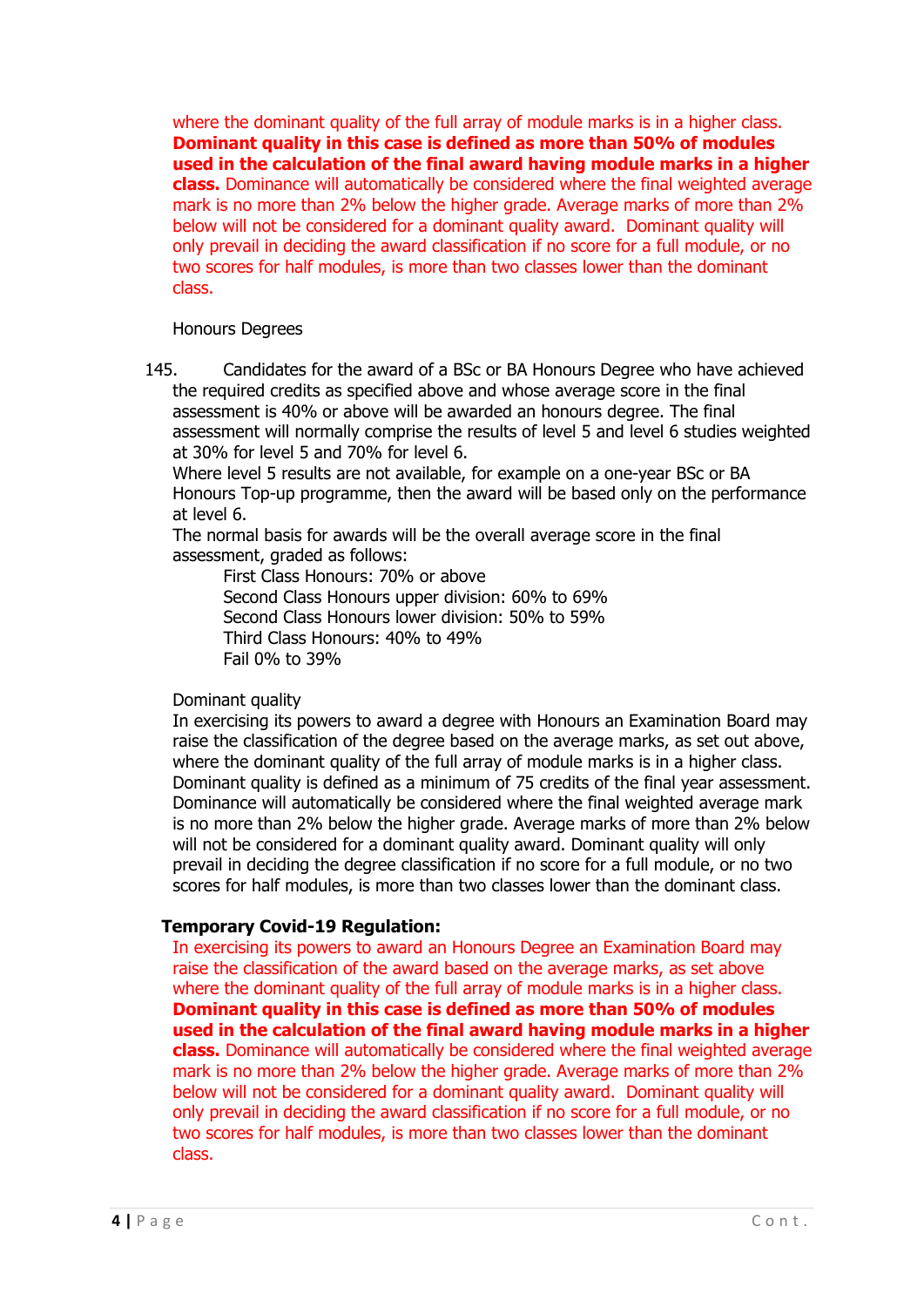where the dominant quality of the full array of module marks is in a higher class. **Dominant quality in this case is defined as more than 50% of modules used in the calculation of the final award having module marks in a higher class.** Dominance will automatically be considered where the final weighted average mark is no more than 2% below the higher grade. Average marks of more than 2% below will not be considered for a dominant quality award. Dominant quality will only prevail in deciding the award classification if no score for a full module, or no two scores for half modules, is more than two classes lower than the dominant class.

Honours Degrees

145. Candidates for the award of a BSc or BA Honours Degree who have achieved the required credits as specified above and whose average score in the final assessment is 40% or above will be awarded an honours degree. The final assessment will normally comprise the results of level 5 and level 6 studies weighted at 30% for level 5 and 70% for level 6.
Where level 5 results are not available, for example on a one-year BSc or BA Honours Top-up programme, then the award will be based only on the performance at level 6.
The normal basis for awards will be the overall average score in the final assessment, graded as follows:

First Class Honours: 70% or above
Second Class Honours upper division: 60% to 69%
Second Class Honours lower division: 50% to 59%
Third Class Honours: 40% to 49%
Fail 0% to 39%

Dominant quality
In exercising its powers to award a degree with Honours an Examination Board may raise the classification of the degree based on the average marks, as set out above, where the dominant quality of the full array of module marks is in a higher class. Dominant quality is defined as a minimum of 75 credits of the final year assessment. Dominance will automatically be considered where the final weighted average mark is no more than 2% below the higher grade. Average marks of more than 2% below will not be considered for a dominant quality award. Dominant quality will only prevail in deciding the degree classification if no score for a full module, or no two scores for half modules, is more than two classes lower than the dominant class.

**Temporary Covid-19 Regulation:**

In exercising its powers to award an Honours Degree an Examination Board may raise the classification of the award based on the average marks, as set above where the dominant quality of the full array of module marks is in a higher class. **Dominant quality in this case is defined as more than 50% of modules used in the calculation of the final award having module marks in a higher class.** Dominance will automatically be considered where the final weighted average mark is no more than 2% below the higher grade. Average marks of more than 2% below will not be considered for a dominant quality award. Dominant quality will only prevail in deciding the award classification if no score for a full module, or no two scores for half modules, is more than two classes lower than the dominant class.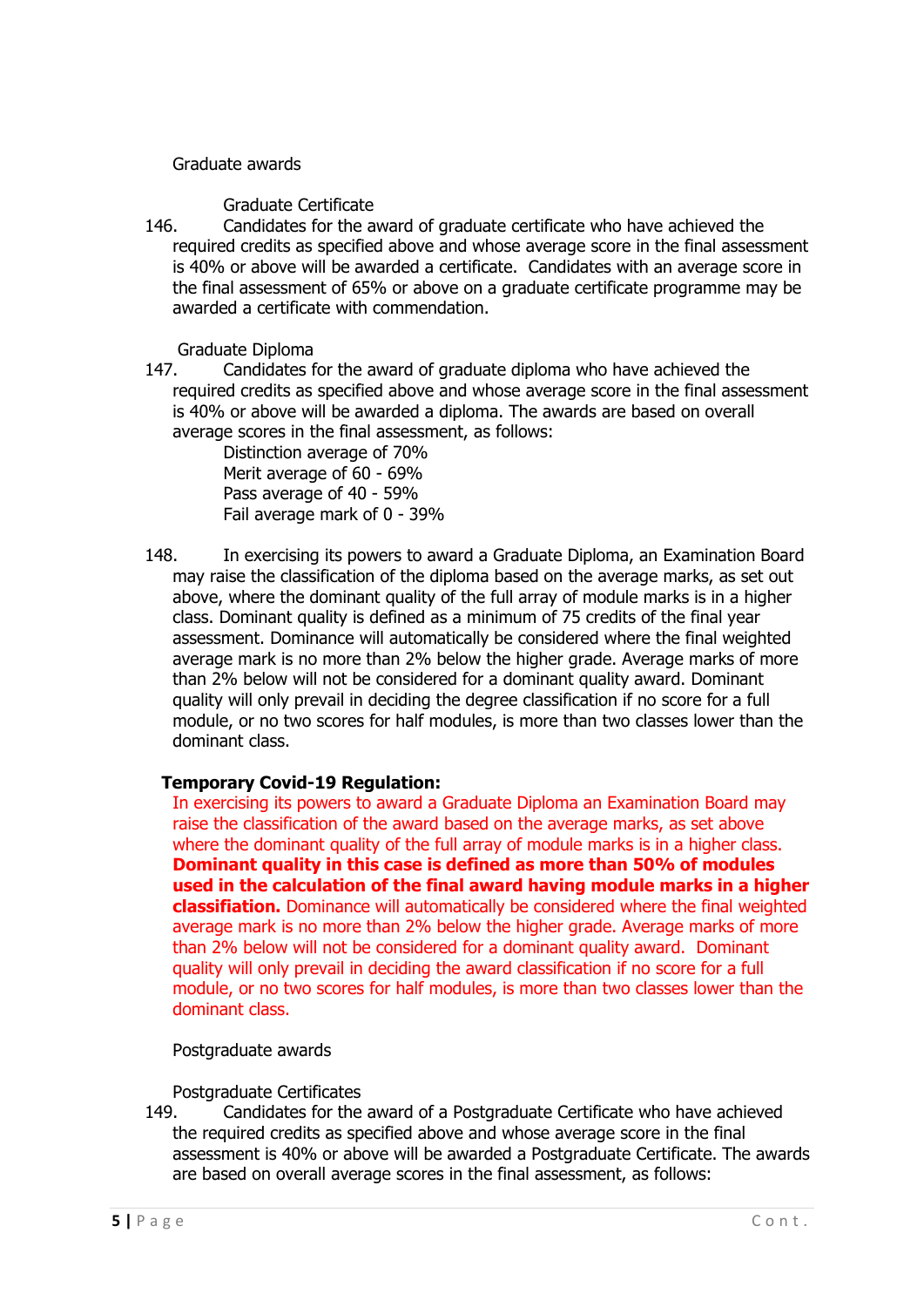## Graduate awards

### Graduate Certificate

146. Candidates for the award of graduate certificate who have achieved the required credits as specified above and whose average score in the final assessment is 40% or above will be awarded a certificate. Candidates with an average score in the final assessment of 65% or above on a graduate certificate programme may be awarded a certificate with commendation.

### Graduate Diploma

147. Candidates for the award of graduate diploma who have achieved the required credits as specified above and whose average score in the final assessment is 40% or above will be awarded a diploma. The awards are based on overall average scores in the final assessment, as follows:

     Distinction average of 70%
     Merit average of 60 - 69%
     Pass average of 40 - 59%
     Fail average mark of 0 - 39%

148. In exercising its powers to award a Graduate Diploma, an Examination Board may raise the classification of the diploma based on the average marks, as set out above, where the dominant quality of the full array of module marks is in a higher class. Dominant quality is defined as a minimum of 75 credits of the final year assessment. Dominance will automatically be considered where the final weighted average mark is no more than 2% below the higher grade. Average marks of more than 2% below will not be considered for a dominant quality award. Dominant quality will only prevail in deciding the degree classification if no score for a full module, or no two scores for half modules, is more than two classes lower than the dominant class.

**Temporary Covid-19 Regulation:**

In exercising its powers to award a Graduate Diploma an Examination Board may raise the classification of the award based on the average marks, as set above where the dominant quality of the full array of module marks is in a higher class. **Dominant quality in this case is defined as more than 50% of modules used in the calculation of the final award having module marks in a higher classification.** Dominance will automatically be considered where the final weighted average mark is no more than 2% below the higher grade. Average marks of more than 2% below will not be considered for a dominant quality award. Dominant quality will only prevail in deciding the award classification if no score for a full module, or no two scores for half modules, is more than two classes lower than the dominant class.

## Postgraduate awards

### Postgraduate Certificates

149. Candidates for the award of a Postgraduate Certificate who have achieved the required credits as specified above and whose average score in the final assessment is 40% or above will be awarded a Postgraduate Certificate. The awards are based on overall average scores in the final assessment, as follows: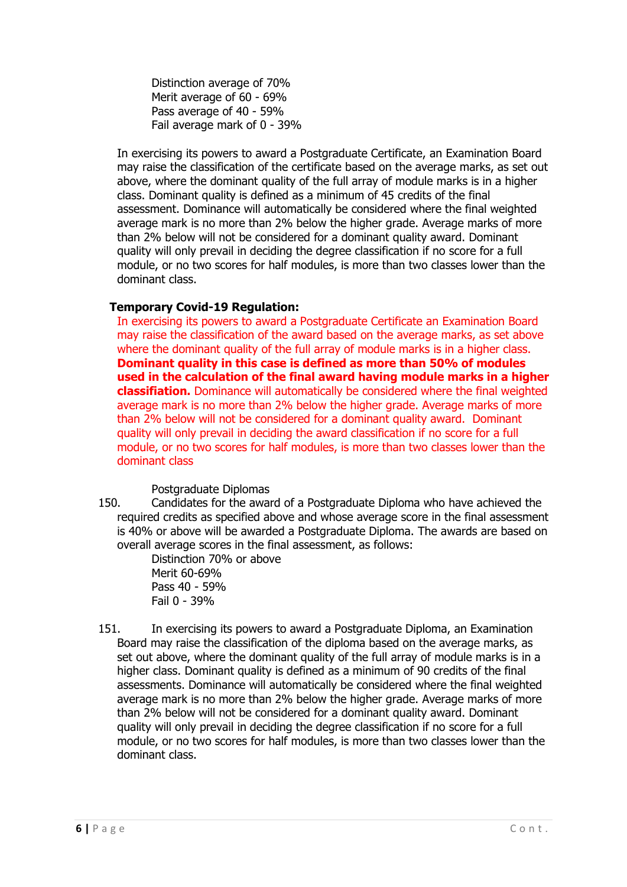Distinction average of 70%
Merit average of 60 - 69%
Pass average of 40 - 59%
Fail average mark of 0 - 39%

In exercising its powers to award a Postgraduate Certificate, an Examination Board may raise the classification of the certificate based on the average marks, as set out above, where the dominant quality of the full array of module marks is in a higher class. Dominant quality is defined as a minimum of 45 credits of the final assessment. Dominance will automatically be considered where the final weighted average mark is no more than 2% below the higher grade. Average marks of more than 2% below will not be considered for a dominant quality award. Dominant quality will only prevail in deciding the degree classification if no score for a full module, or no two scores for half modules, is more than two classes lower than the dominant class.

**Temporary Covid-19 Regulation:**

In exercising its powers to award a Postgraduate Certificate an Examination Board may raise the classification of the award based on the average marks, as set above where the dominant quality of the full array of module marks is in a higher class. **Dominant quality in this case is defined as more than 50% of modules used in the calculation of the final award having module marks in a higher classifiation.** Dominance will automatically be considered where the final weighted average mark is no more than 2% below the higher grade. Average marks of more than 2% below will not be considered for a dominant quality award. Dominant quality will only prevail in deciding the award classification if no score for a full module, or no two scores for half modules, is more than two classes lower than the dominant class

Postgraduate Diplomas

150. Candidates for the award of a Postgraduate Diploma who have achieved the required credits as specified above and whose average score in the final assessment is 40% or above will be awarded a Postgraduate Diploma. The awards are based on overall average scores in the final assessment, as follows:

Distinction 70% or above
Merit 60-69%
Pass 40 - 59%
Fail 0 - 39%

151. In exercising its powers to award a Postgraduate Diploma, an Examination Board may raise the classification of the diploma based on the average marks, as set out above, where the dominant quality of the full array of module marks is in a higher class. Dominant quality is defined as a minimum of 90 credits of the final assessments. Dominance will automatically be considered where the final weighted average mark is no more than 2% below the higher grade. Average marks of more than 2% below will not be considered for a dominant quality award. Dominant quality will only prevail in deciding the degree classification if no score for a full module, or no two scores for half modules, is more than two classes lower than the dominant class.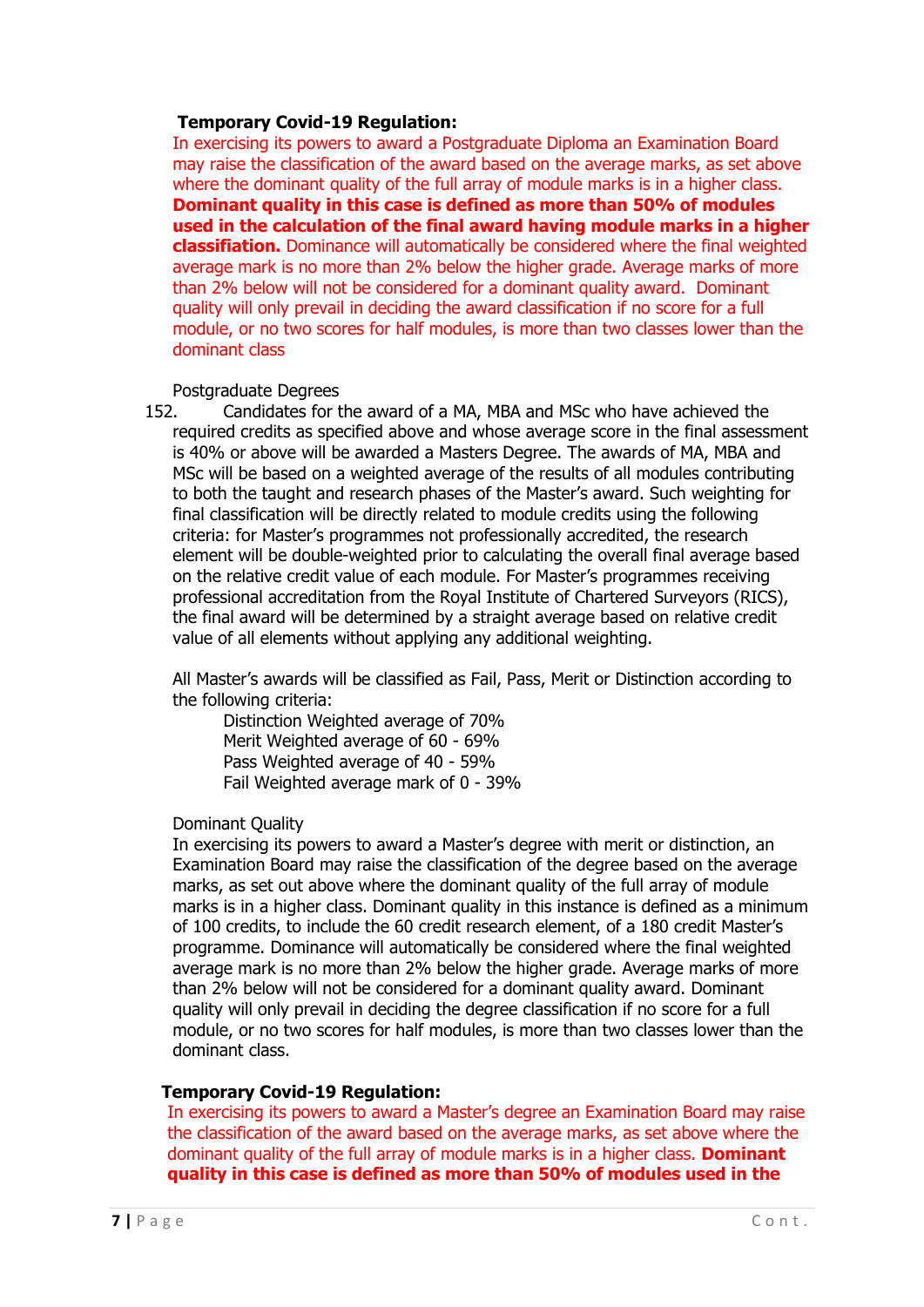**Temporary Covid-19 Regulation:**

In exercising its powers to award a Postgraduate Diploma an Examination Board may raise the classification of the award based on the average marks, as set above where the dominant quality of the full array of module marks is in a higher class. **Dominant quality in this case is defined as more than 50% of modules used in the calculation of the final award having module marks in a higher classifiation.** Dominance will automatically be considered where the final weighted average mark is no more than 2% below the higher grade. Average marks of more than 2% below will not be considered for a dominant quality award. Dominant quality will only prevail in deciding the award classification if no score for a full module, or no two scores for half modules, is more than two classes lower than the dominant class

Postgraduate Degrees

152. Candidates for the award of a MA, MBA and MSc who have achieved the required credits as specified above and whose average score in the final assessment is 40% or above will be awarded a Masters Degree. The awards of MA, MBA and MSc will be based on a weighted average of the results of all modules contributing to both the taught and research phases of the Master's award. Such weighting for final classification will be directly related to module credits using the following criteria: for Master's programmes not professionally accredited, the research element will be double-weighted prior to calculating the overall final average based on the relative credit value of each module. For Master's programmes receiving professional accreditation from the Royal Institute of Chartered Surveyors (RICS), the final award will be determined by a straight average based on relative credit value of all elements without applying any additional weighting.

All Master's awards will be classified as Fail, Pass, Merit or Distinction according to the following criteria:

Distinction Weighted average of 70%
Merit Weighted average of 60 - 69%
Pass Weighted average of 40 - 59%
Fail Weighted average mark of 0 - 39%

Dominant Quality

In exercising its powers to award a Master's degree with merit or distinction, an Examination Board may raise the classification of the degree based on the average marks, as set out above where the dominant quality of the full array of module marks is in a higher class. Dominant quality in this instance is defined as a minimum of 100 credits, to include the 60 credit research element, of a 180 credit Master's programme. Dominance will automatically be considered where the final weighted average mark is no more than 2% below the higher grade. Average marks of more than 2% below will not be considered for a dominant quality award. Dominant quality will only prevail in deciding the degree classification if no score for a full module, or no two scores for half modules, is more than two classes lower than the dominant class.

**Temporary Covid-19 Regulation:**

In exercising its powers to award a Master's degree an Examination Board may raise the classification of the award based on the average marks, as set above where the dominant quality of the full array of module marks is in a higher class. **Dominant quality in this case is defined as more than 50% of modules used in the**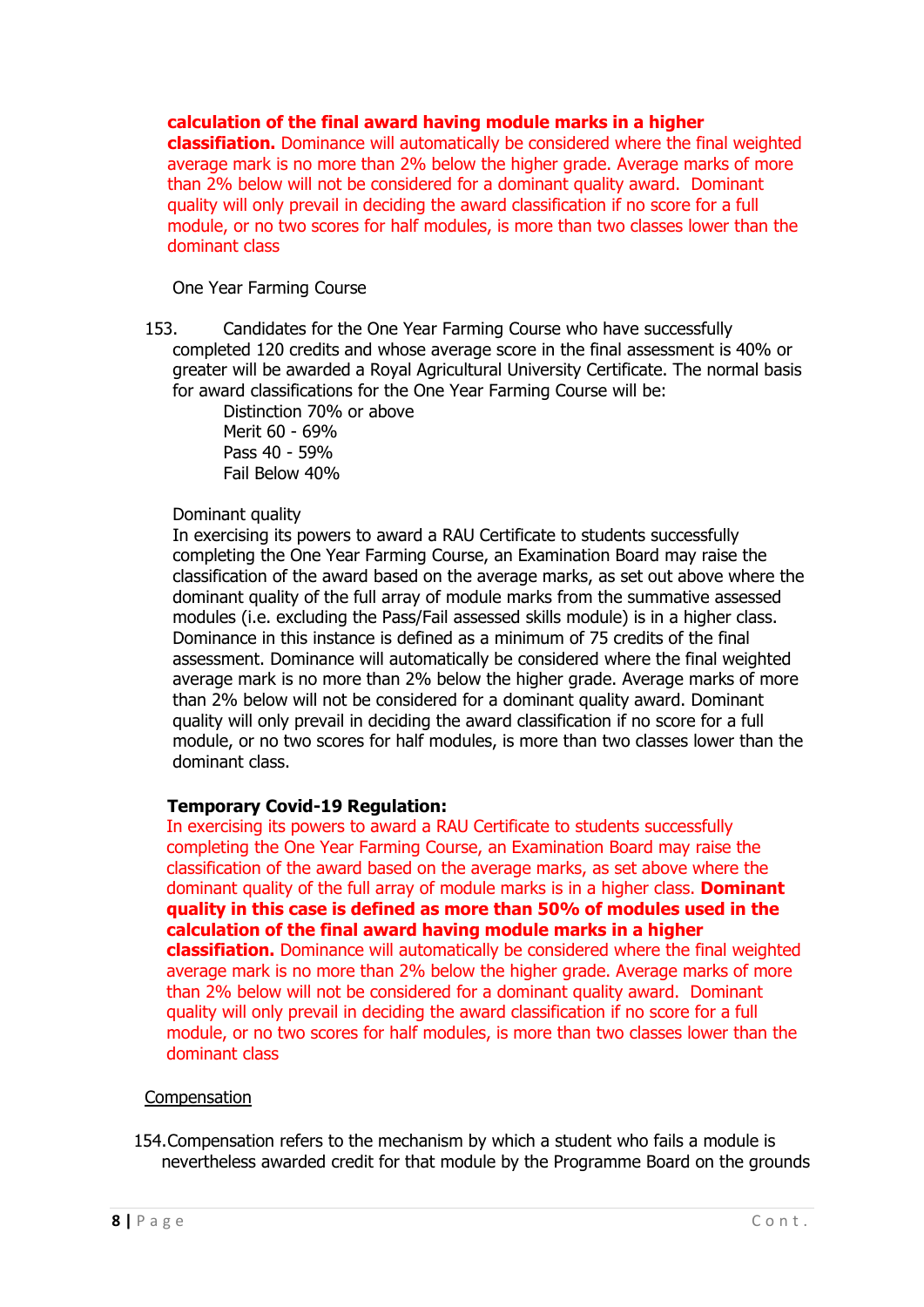**calculation of the final award having module marks in a higher classifiation.** Dominance will automatically be considered where the final weighted average mark is no more than 2% below the higher grade. Average marks of more than 2% below will not be considered for a dominant quality award. Dominant quality will only prevail in deciding the award classification if no score for a full module, or no two scores for half modules, is more than two classes lower than the dominant class

One Year Farming Course

153. Candidates for the One Year Farming Course who have successfully completed 120 credits and whose average score in the final assessment is 40% or greater will be awarded a Royal Agricultural University Certificate. The normal basis for award classifications for the One Year Farming Course will be:

Distinction 70% or above
Merit 60 - 69%
Pass 40 - 59%
Fail Below 40%

Dominant quality
In exercising its powers to award a RAU Certificate to students successfully completing the One Year Farming Course, an Examination Board may raise the classification of the award based on the average marks, as set out above where the dominant quality of the full array of module marks from the summative assessed modules (i.e. excluding the Pass/Fail assessed skills module) is in a higher class. Dominance in this instance is defined as a minimum of 75 credits of the final assessment. Dominance will automatically be considered where the final weighted average mark is no more than 2% below the higher grade. Average marks of more than 2% below will not be considered for a dominant quality award. Dominant quality will only prevail in deciding the award classification if no score for a full module, or no two scores for half modules, is more than two classes lower than the dominant class.

**Temporary Covid-19 Regulation:**
In exercising its powers to award a RAU Certificate to students successfully completing the One Year Farming Course, an Examination Board may raise the classification of the award based on the average marks, as set above where the dominant quality of the full array of module marks is in a higher class. **Dominant quality in this case is defined as more than 50% of modules used in the calculation of the final award having module marks in a higher classifiation.** Dominance will automatically be considered where the final weighted average mark is no more than 2% below the higher grade. Average marks of more than 2% below will not be considered for a dominant quality award. Dominant quality will only prevail in deciding the award classification if no score for a full module, or no two scores for half modules, is more than two classes lower than the dominant class

<u>Compensation</u>

154. Compensation refers to the mechanism by which a student who fails a module is nevertheless awarded credit for that module by the Programme Board on the grounds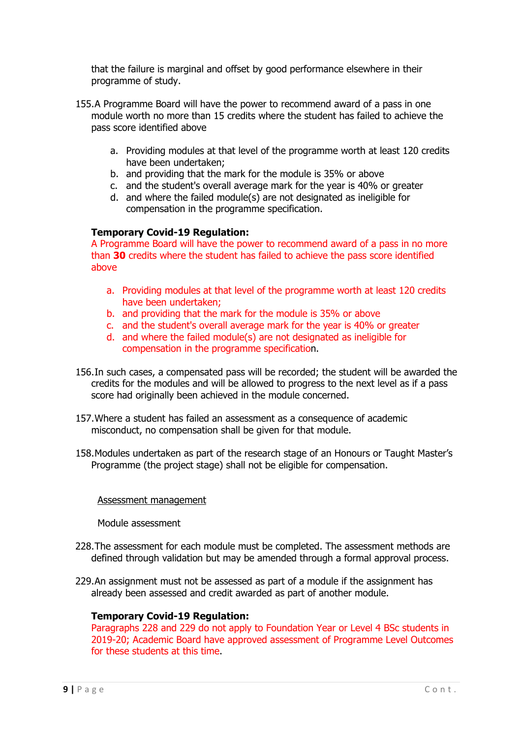that the failure is marginal and offset by good performance elsewhere in their programme of study.

155. A Programme Board will have the power to recommend award of a pass in one module worth no more than 15 credits where the student has failed to achieve the pass score identified above

   a. Providing modules at that level of the programme worth at least 120 credits have been undertaken;
   b. and providing that the mark for the module is 35% or above
   c. and the student's overall average mark for the year is 40% or greater
   d. and where the failed module(s) are not designated as ineligible for compensation in the programme specification.

**Temporary Covid-19 Regulation:**
A Programme Board will have the power to recommend award of a pass in no more than **30** credits where the student has failed to achieve the pass score identified above

   a. Providing modules at that level of the programme worth at least 120 credits have been undertaken;
   b. and providing that the mark for the module is 35% or above
   c. and the student's overall average mark for the year is 40% or greater
   d. and where the failed module(s) are not designated as ineligible for compensation in the programme specification.

156. In such cases, a compensated pass will be recorded; the student will be awarded the credits for the modules and will be allowed to progress to the next level as if a pass score had originally been achieved in the module concerned.

157. Where a student has failed an assessment as a consequence of academic misconduct, no compensation shall be given for that module.

158. Modules undertaken as part of the research stage of an Honours or Taught Master's Programme (the project stage) shall not be eligible for compensation.

<u>Assessment management</u>

Module assessment

228. The assessment for each module must be completed. The assessment methods are defined through validation but may be amended through a formal approval process.

229. An assignment must not be assessed as part of a module if the assignment has already been assessed and credit awarded as part of another module.

**Temporary Covid-19 Regulation:**
Paragraphs 228 and 229 do not apply to Foundation Year or Level 4 BSc students in 2019-20; Academic Board have approved assessment of Programme Level Outcomes for these students at this time.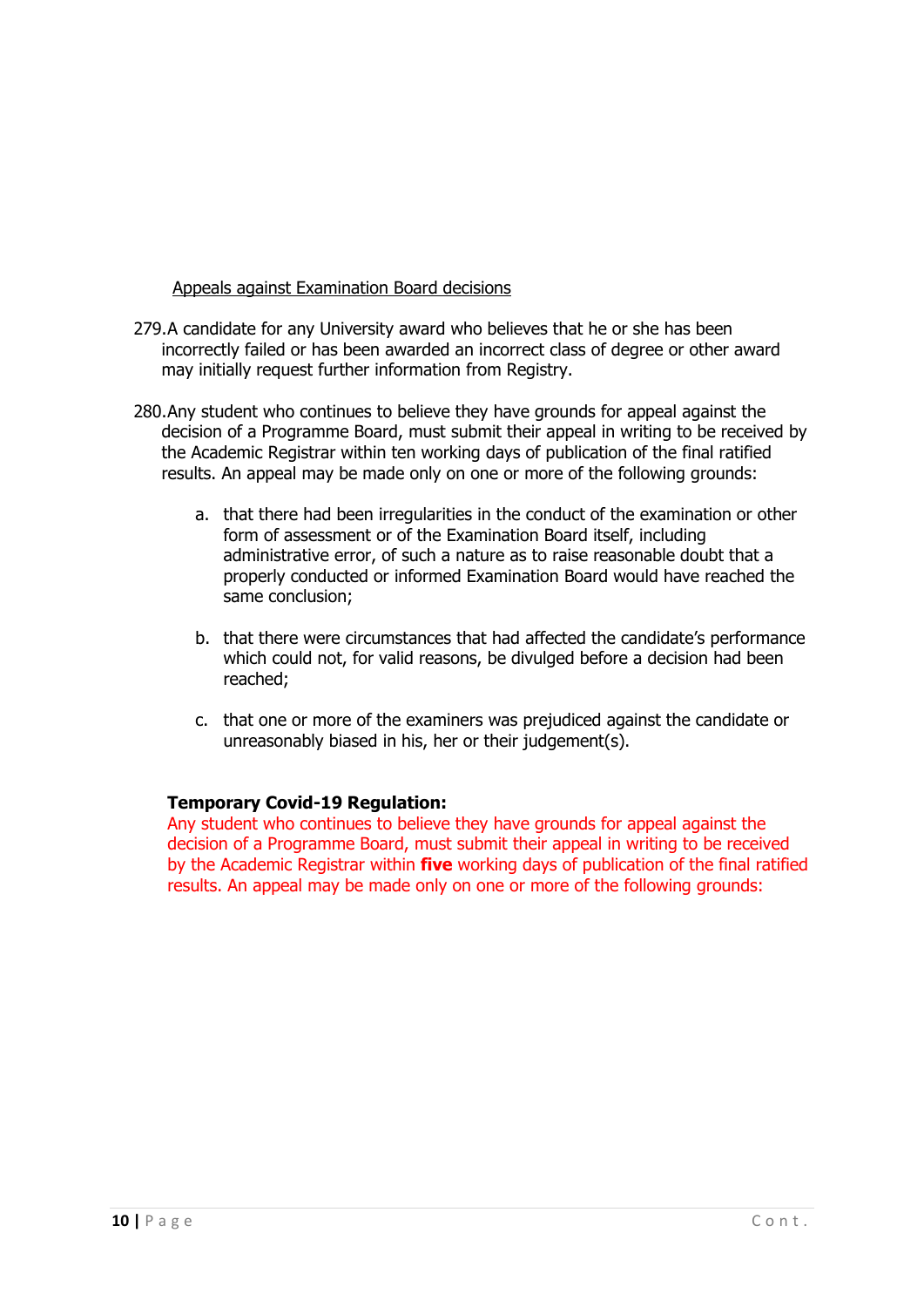<u>Appeals against Examination Board decisions</u>

279. A candidate for any University award who believes that he or she has been incorrectly failed or has been awarded an incorrect class of degree or other award may initially request further information from Registry.

280. Any student who continues to believe they have grounds for appeal against the decision of a Programme Board, must submit their appeal in writing to be received by the Academic Registrar within ten working days of publication of the final ratified results. An appeal may be made only on one or more of the following grounds:

   a. that there had been irregularities in the conduct of the examination or other form of assessment or of the Examination Board itself, including administrative error, of such a nature as to raise reasonable doubt that a properly conducted or informed Examination Board would have reached the same conclusion;

   b. that there were circumstances that had affected the candidate's performance which could not, for valid reasons, be divulged before a decision had been reached;

   c. that one or more of the examiners was prejudiced against the candidate or unreasonably biased in his, her or their judgement(s).

**Temporary Covid-19 Regulation:**
Any student who continues to believe they have grounds for appeal against the decision of a Programme Board, must submit their appeal in writing to be received by the Academic Registrar within **five** working days of publication of the final ratified results. An appeal may be made only on one or more of the following grounds: